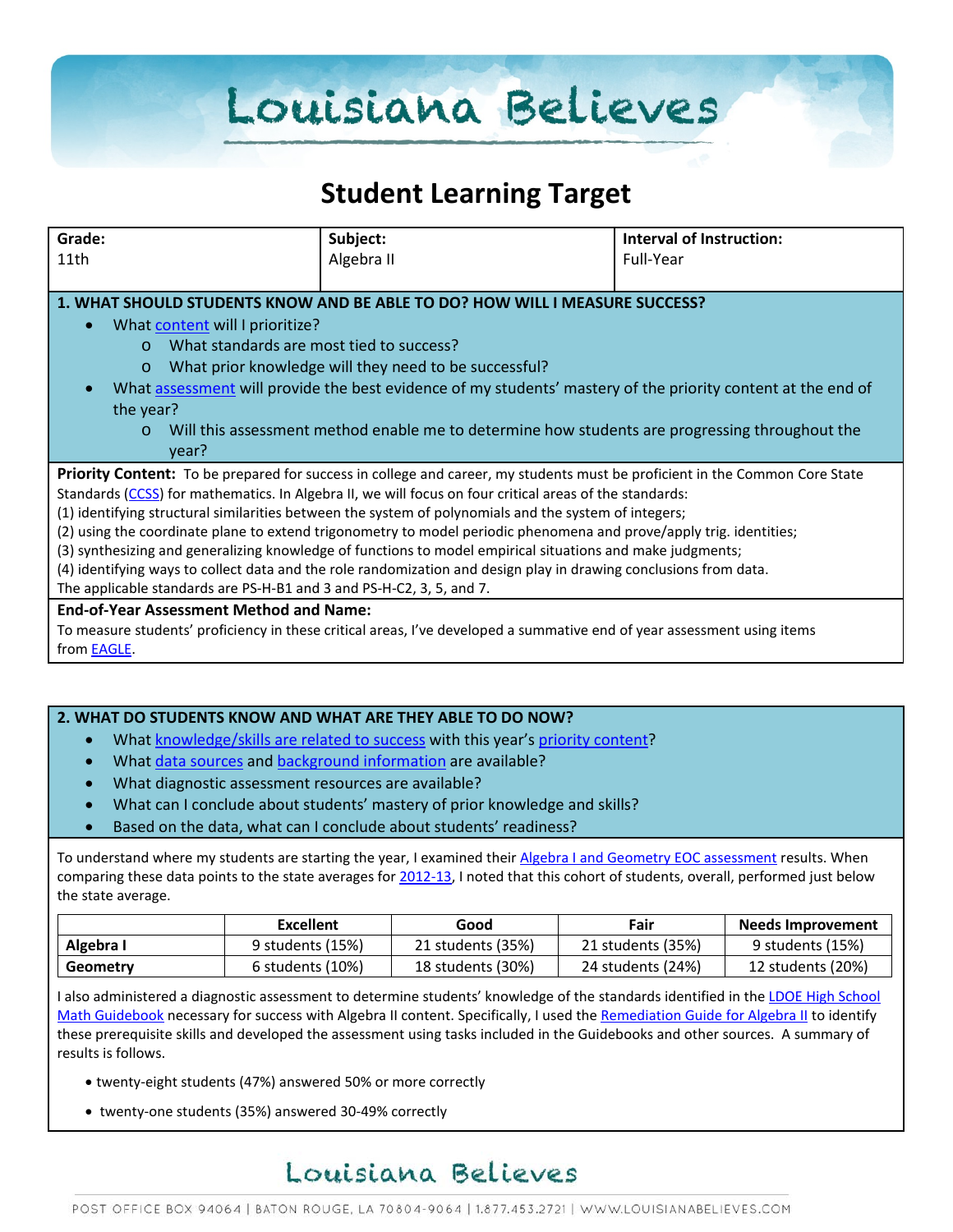# Louisiana Believes

## Student Learning Target

| Grade: | Subject: | Interval of Instruction: |
|---|---|---|
| 11th | Algebra II | Full-Year |

### 1. WHAT SHOULD STUDENTS KNOW AND BE ABLE TO DO? HOW WILL I MEASURE SUCCESS?

- What content will I prioritize?
  - What standards are most tied to success?
  - What prior knowledge will they need to be successful?
- What assessment will provide the best evidence of my students' mastery of the priority content at the end of the year?
  - Will this assessment method enable me to determine how students are progressing throughout the year?

**Priority Content:** To be prepared for success in college and career, my students must be proficient in the Common Core State Standards (CCSS) for mathematics. In Algebra II, we will focus on four critical areas of the standards:
(1) identifying structural similarities between the system of polynomials and the system of integers;
(2) using the coordinate plane to extend trigonometry to model periodic phenomena and prove/apply trig. identities;
(3) synthesizing and generalizing knowledge of functions to model empirical situations and make judgments;
(4) identifying ways to collect data and the role randomization and design play in drawing conclusions from data.
The applicable standards are PS-H-B1 and 3 and PS-H-C2, 3, 5, and 7.

**End-of-Year Assessment Method and Name:**
To measure students' proficiency in these critical areas, I've developed a summative end of year assessment using items from EAGLE.

### 2. WHAT DO STUDENTS KNOW AND WHAT ARE THEY ABLE TO DO NOW?

- What knowledge/skills are related to success with this year's priority content?
- What data sources and background information are available?
- What diagnostic assessment resources are available?
- What can I conclude about students' mastery of prior knowledge and skills?
- Based on the data, what can I conclude about students' readiness?

To understand where my students are starting the year, I examined their Algebra I and Geometry EOC assessment results. When comparing these data points to the state averages for 2012-13, I noted that this cohort of students, overall, performed just below the state average.

| | Excellent | Good | Fair | Needs Improvement |
|---|---|---|---|---|
| **Algebra I** | 9 students (15%) | 21 students (35%) | 21 students (35%) | 9 students (15%) |
| **Geometry** | 6 students (10%) | 18 students (30%) | 24 students (24%) | 12 students (20%) |

I also administered a diagnostic assessment to determine students' knowledge of the standards identified in the LDOE High School Math Guidebook necessary for success with Algebra II content. Specifically, I used the Remediation Guide for Algebra II to identify these prerequisite skills and developed the assessment using tasks included in the Guidebooks and other sources. A summary of results is follows.

- twenty-eight students (47%) answered 50% or more correctly
- twenty-one students (35%) answered 30-49% correctly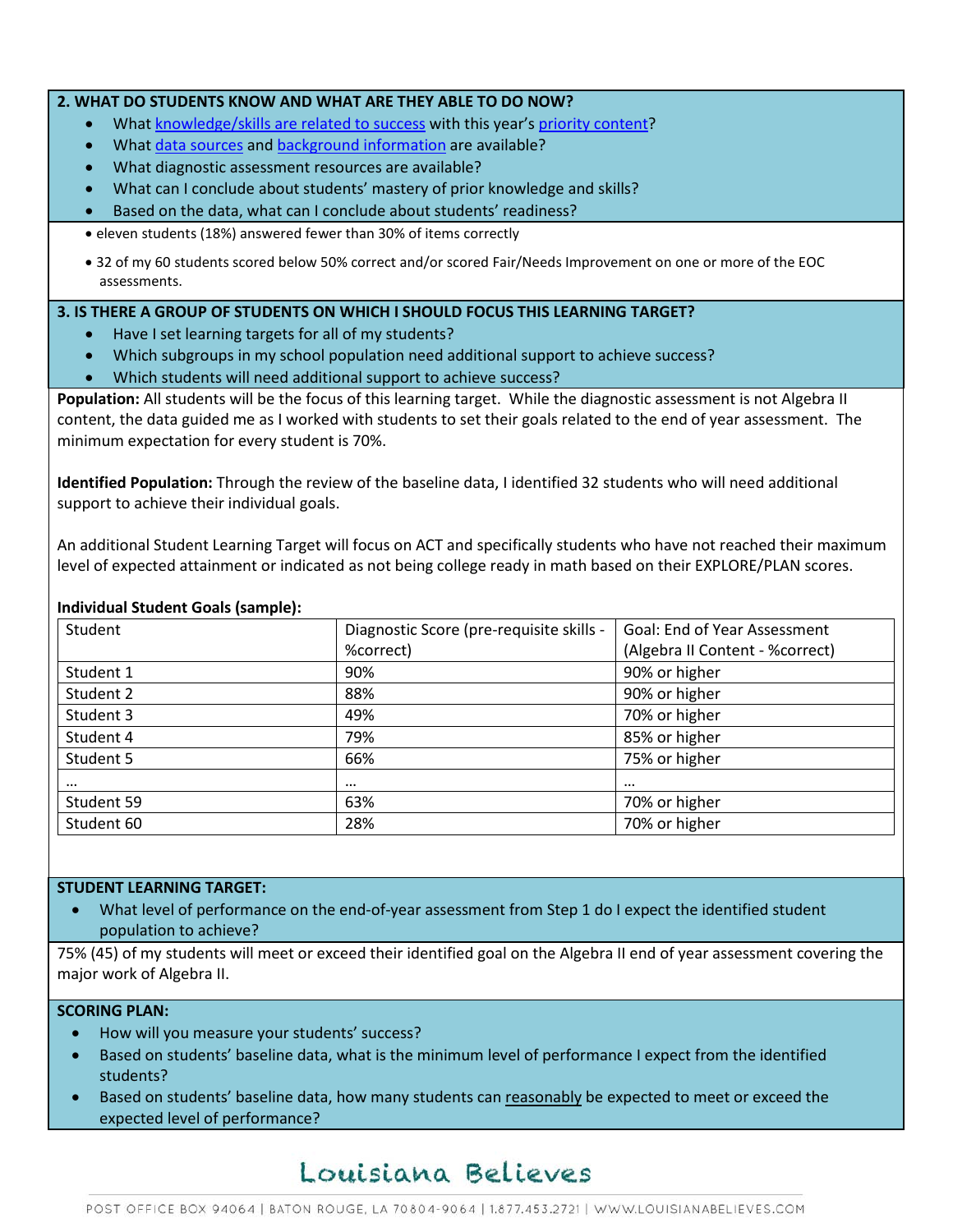**2. WHAT DO STUDENTS KNOW AND WHAT ARE THEY ABLE TO DO NOW?**

- What knowledge/skills are related to success with this year's priority content?
- What data sources and background information are available?
- What diagnostic assessment resources are available?
- What can I conclude about students' mastery of prior knowledge and skills?
- Based on the data, what can I conclude about students' readiness?

- eleven students (18%) answered fewer than 30% of items correctly
- 32 of my 60 students scored below 50% correct and/or scored Fair/Needs Improvement on one or more of the EOC assessments.

**3. IS THERE A GROUP OF STUDENTS ON WHICH I SHOULD FOCUS THIS LEARNING TARGET?**

- Have I set learning targets for all of my students?
- Which subgroups in my school population need additional support to achieve success?
- Which students will need additional support to achieve success?

**Population:** All students will be the focus of this learning target. While the diagnostic assessment is not Algebra II content, the data guided me as I worked with students to set their goals related to the end of year assessment. The minimum expectation for every student is 70%.

**Identified Population:** Through the review of the baseline data, I identified 32 students who will need additional support to achieve their individual goals.

An additional Student Learning Target will focus on ACT and specifically students who have not reached their maximum level of expected attainment or indicated as not being college ready in math based on their EXPLORE/PLAN scores.

**Individual Student Goals (sample):**

| Student | Diagnostic Score (pre-requisite skills - %correct) | Goal: End of Year Assessment (Algebra II Content - %correct) |
|---|---|---|
| Student 1 | 90% | 90% or higher |
| Student 2 | 88% | 90% or higher |
| Student 3 | 49% | 70% or higher |
| Student 4 | 79% | 85% or higher |
| Student 5 | 66% | 75% or higher |
| … | … | … |
| Student 59 | 63% | 70% or higher |
| Student 60 | 28% | 70% or higher |

**STUDENT LEARNING TARGET:**

- What level of performance on the end-of-year assessment from Step 1 do I expect the identified student population to achieve?

75% (45) of my students will meet or exceed their identified goal on the Algebra II end of year assessment covering the major work of Algebra II.

**SCORING PLAN:**

- How will you measure your students' success?
- Based on students' baseline data, what is the minimum level of performance I expect from the identified students?
- Based on students' baseline data, how many students can reasonably be expected to meet or exceed the expected level of performance?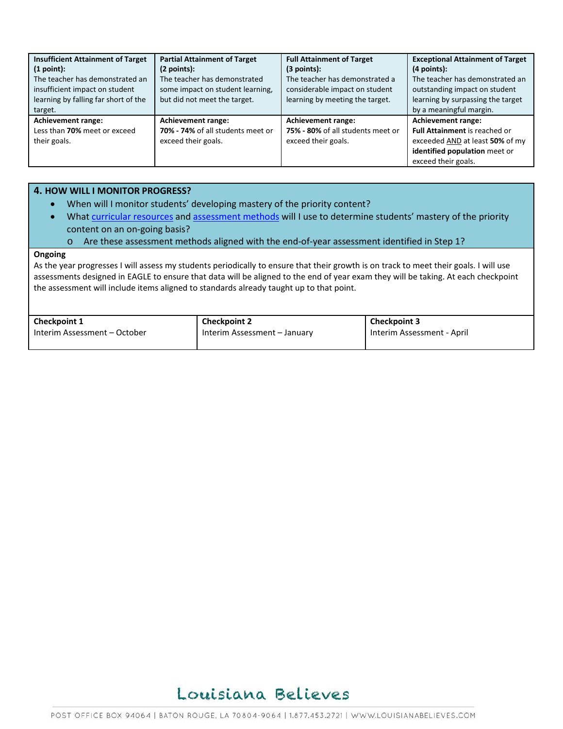| **Insufficient Attainment of Target (1 point):** The teacher has demonstrated an insufficient impact on student learning by falling far short of the target. | **Partial Attainment of Target (2 points):** The teacher has demonstrated some impact on student learning, but did not meet the target. | **Full Attainment of Target (3 points):** The teacher has demonstrated a considerable impact on student learning by meeting the target. | **Exceptional Attainment of Target (4 points):** The teacher has demonstrated an outstanding impact on student learning by surpassing the target by a meaningful margin. |
|---|---|---|---|
| **Achievement range:** Less than **70%** meet or exceed their goals. | **Achievement range:** **70% - 74%** of all students meet or exceed their goals. | **Achievement range:** **75% - 80%** of all students meet or exceed their goals. | **Achievement range:** **Full Attainment** is reached or exceeded AND at least **50%** of my **identified population** meet or exceed their goals. |

## 4. HOW WILL I MONITOR PROGRESS?

- When will I monitor students' developing mastery of the priority content?
- What curricular resources and assessment methods will I use to determine students' mastery of the priority content on an on-going basis?
  - Are these assessment methods aligned with the end-of-year assessment identified in Step 1?

**Ongoing**

As the year progresses I will assess my students periodically to ensure that their growth is on track to meet their goals. I will use assessments designed in EAGLE to ensure that data will be aligned to the end of year exam they will be taking. At each checkpoint the assessment will include items aligned to standards already taught up to that point.

| **Checkpoint 1** | **Checkpoint 2** | **Checkpoint 3** |
|---|---|---|
| Interim Assessment – October | Interim Assessment – January | Interim Assessment - April |